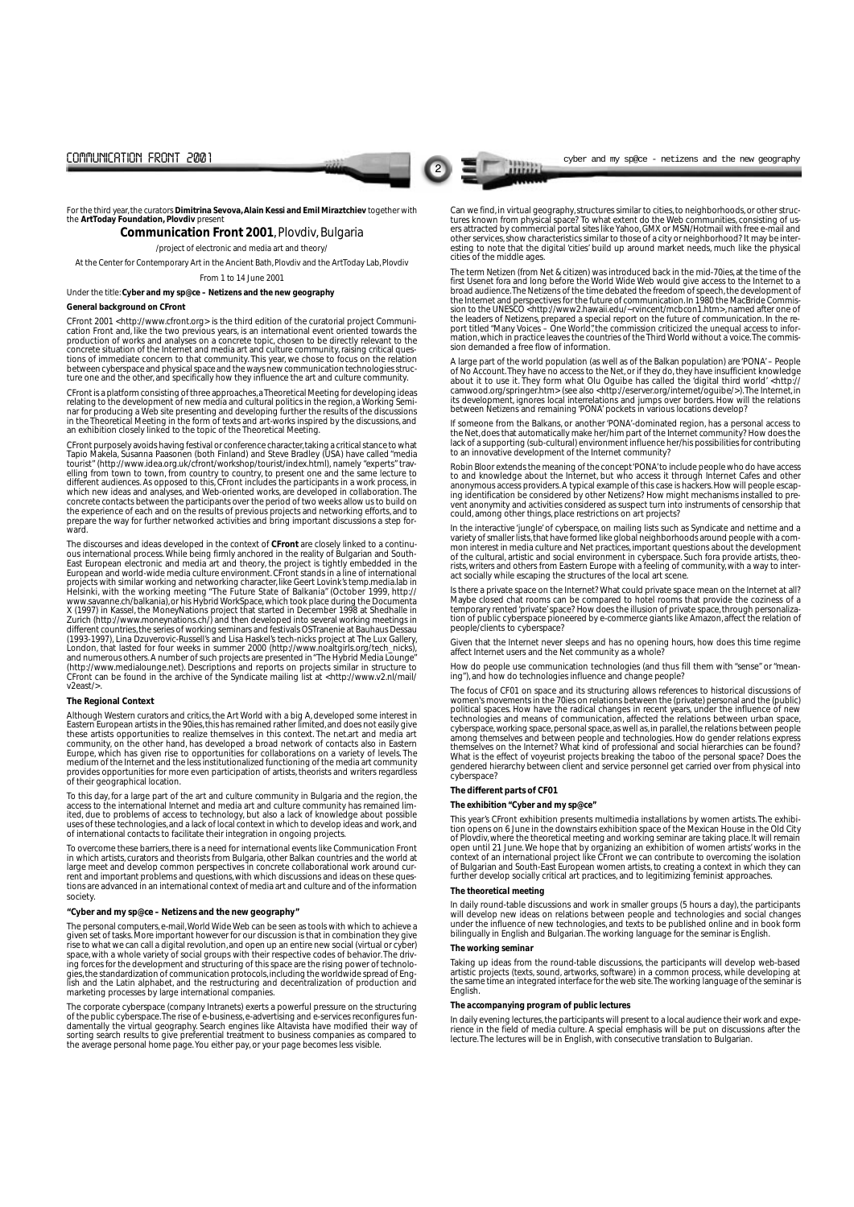For the third year, the curators **Dimitrina Sevova, Alain Kessi and Emil Miraztchiev** together with the **ArtToday Foundation, Plovdiv** present

# Communication Front 2001, Plovdiv, Bulgaria

/project of electronic and media art and theory/

At the Center for Contemporary Art in the Ancient Bath, Plovdiv and the ArtToday Lab, Plovdiv

From 1 to 14 June 2001

Under the title: **Cyber and my sp@ce – Netizens and the new geography**

### General background on CFront

CFront 2001 <http://www.cfront.org> is the third edition of the curatorial project Communication Front and, like the two previous years, is an international event oriented towards the production of works and analyses on a concrete topic, chosen to be directly relevant to the concrete situation of the Internet and media art and culture community, raising critical questions of immediate concern to that community. This year, we chose to focus on the relation between cyberspace and physical space and the ways new communication technologies structure one and the other, and specifically how they influence the art and culture community.

CFront is a platform consisting of three approaches, a Theoretical Meeting for developing ideas relating to the development of new media and cultural politics in the region, a Working Seminar for producing a Web site presenting and developing further the results of the discussions in the Theoretical Meeting in the form of texts and art-works inspired by the discussions, and an exhibition closely linked to the topic of the Theoretical Meeting.

CFront purposely avoids having festival or conference character, taking a critical stance to what Tapio Makela, Susanna Paasonen (both Finland) and Steve Bradley (USA) have called "media tourist" (http://www.idea.org.uk/cfront/workshop/tourist/index.html), namely "experts" travelling from town to town, from country to country, to present one and the same lecture to different audiences. As opposed to this, CFront includes the participants in a work process, in which new ideas and analyses, and Web-oriented works, are developed in collaboration. The concrete contacts between the participants over the period of two weeks allow us to build on the experience of each and on the results of previous projects and networking efforts, and to prepare the way for further networked activities and bring important discussions a step forward.

The discourses and ideas developed in the context of **CFront** are closely linked to a continuous international process. While being firmly anchored in the reality of Bulgarian and South-East European electronic and media art and theory, the project is tightly embedded in the European and world-wide media culture environment. CFront stands in a line of international projects with similar working and networking character, like Geert Lovink's temp.media.lab in Helsinki, with the working meeting "The Future State of Balkania" (October 1999, http://www.savanne.ch/balkania), or his Hybrid WorkSpace, which took place during the Documenta X (1997) in Kassel, the MoneyNations project that started in December 1998 at Shedhalle in Zurich (http://www.moneynations.ch/) and then developed into several working meetings in different countries, the series of working seminars and festivals OSTranenie at Bauhaus Dessau (1993-1997), Lina Dzuverovic-Russell's and Lisa Haskel's tech-nicks project at The Lux Gallery, London, that lasted for four weeks in summer 2000 (http://www.noaltgirls.org/tech_nicks), and numerous others. A number of such projects are presented in "The Hybrid Media Lounge" (http://www.medialounge.net). Descriptions and reports on projects similar in structure to CFront can be found in the archive of the Syndicate mailing list at <http://www.v2.nl/mail/v2east/>.

### The Regional Context

Although Western curators and critics, the Art World with a big A, developed some interest in Eastern European artists in the 90ies, this has remained rather limited, and does not easily give these artists opportunities to realize themselves in this context. The net.art and media art community, on the other hand, has developed a broad network of contacts also in Eastern Europe, which has given rise to opportunities for collaborations on a variety of levels. The medium of the Internet and the less institutionalized functioning of the media art community provides opportunities for more even participation of artists, theorists and writers regardless of their geographical location.

To this day, for a large part of the art and culture community in Bulgaria and the region, the access to the international Internet and media art and culture community has remained limited, due to problems of access to technology, but also a lack of knowledge about possible uses of these technologies, and a lack of local context in which to develop ideas and work, and of international contacts to facilitate their integration in ongoing projects.

To overcome these barriers, there is a need for international events like Communication Front in which artists, curators and theorists from Bulgaria, other Balkan countries and the world at large meet and develop common perspectives in concrete collaborational work around current and important problems and questions, with which discussions and ideas on these questions are advanced in an international context of media art and culture and of the information society.

### "Cyber and my sp@ce – Netizens and the new geography"

The personal computers, e-mail, World Wide Web can be seen as tools with which to achieve a given set of tasks. More important however for our discussion is that in combination they give rise to what we can call a digital revolution, and open up an entire new social (virtual or cyber) space, with a whole variety of social groups with their respective codes of behavior. The driving forces for the development and structuring of this space are the rising power of technologies, the standardization of communication protocols, including the worldwide spread of English and the Latin alphabet, and the restructuring and decentralization of production and marketing processes by large international companies.

The corporate cyberspace (company Intranets) exerts a powerful pressure on the structuring of the public cyberspace. The rise of e-business, e-advertising and e-services reconfigures fundamentally the virtual geography. Search engines like Altavista have modified their way of sorting search results to give preferential treatment to business companies as compared to the average personal home page. You either pay, or your page becomes less visible.

Can we find, in virtual geography, structures similar to cities, to neighborhoods, or other structures known from physical space? To what extent do the Web communities, consisting of users attracted by commercial portal sites like Yahoo, GMX or MSN/Hotmail with free e-mail and other services, show characteristics similar to those of a city or neighborhood? It may be interesting to note that the digital 'cities' build up around market needs, much like the physical cities of the middle ages.

The term Netizen (from Net & citizen) was introduced back in the mid-70ies, at the time of the first Usenet fora and long before the World Wide Web would give access to the Internet to a broad audience. The Netizens of the time debated the freedom of speech, the development of the Internet and perspectives for the future of communication. In 1980 the MacBride Commission to the UNESCO <http://www2.hawaii.edu/~rvincent/mcbcon1.htm>, named after one of the leaders of Netizens, prepared a special report on the future of communication. In the report titled "Many Voices – One World", the commission criticized the unequal access to information, which in practice leaves the countries of the Third World without a voice. The commission demanded a free flow of information.

A large part of the world population (as well as of the Balkan population) are 'PONA' – People of No Account. They have no access to the Net, or if they do, they have insufficient knowledge about it to use it. They form what Olu Oguibe has called the 'digital third world' <http://camwood.org/springer.htm> (see also <http://eserver.org/internet/oguibe/>). The Internet, in its development, ignores local interrelations and jumps over borders. How will the relations between Netizens and remaining 'PONA' pockets in various locations develop?

If someone from the Balkans, or another 'PONA'-dominated region, has a personal access to the Net, does that automatically make her/him part of the Internet community? How does the lack of a supporting (sub-cultural) environment influence her/his possibilities for contributing to an innovative development of the Internet community?

Robin Bloor extends the meaning of the concept 'PONA' to include people who do have access to and knowledge about the Internet, but who access it through Internet Cafes and other anonymous access providers. A typical example of this case is hackers. How will people escaping identification be considered by other Netizens? How might mechanisms installed to prevent anonymity and activities considered as suspect turn into instruments of censorship that could, among other things, place restrictions on art projects?

In the interactive 'jungle' of cyberspace, on mailing lists such as Syndicate and nettime and a variety of smaller lists, that have formed like global neighborhoods around people with a common interest in media culture and Net practices, important questions about the development of the cultural, artistic and social environment in cyberspace. Such fora provide artists, theorists, writers and others from Eastern Europe with a feeling of community, with a way to interact socially while escaping the structures of the local art scene.

Is there a private space on the Internet? What could private space mean on the Internet at all? Maybe closed chat rooms can be compared to hotel rooms that provide the coziness of a temporary rented 'private' space? How does the illusion of private space, through personalization of public cyberspace pioneered by e-commerce giants like Amazon, affect the relation of people/clients to cyberspace?

Given that the Internet never sleeps and has no opening hours, how does this time regime affect Internet users and the Net community as a whole?

How do people use communication technologies (and thus fill them with "sense" or "meaning"), and how do technologies influence and change people?

The focus of CF01 on space and its structuring allows references to historical discussions of women's movements in the 70ies on relations between the (private) personal and the (public) political spaces. How have the radical changes in recent years, under the influence of new technologies and means of communication, affected the relations between urban space, cyberspace, working space, personal space, as well as, in parallel, the relations between people among themselves and between people and technologies. How do gender relations express themselves on the Internet? What kind of professional and social hierarchies can be found? What is the effect of voyeurist projects breaking the taboo of the personal space? Does the gendered hierarchy between client and service personnel get carried over from physical into cyberspace?

### The different parts of CF01

#### The exhibition "Cyber and my sp@ce"

This year's CFront exhibition presents multimedia installations by women artists. The exhibition opens on 6 June in the downstairs exhibition space of the Mexican House in the Old City of Plovdiv, where the theoretical meeting and working seminar are taking place. It will remain open until 21 June. We hope that by organizing an exhibition of women artists' works in the context of an international project like CFront we can contribute to overcoming the isolation of Bulgarian and South-East European women artists, to creating a context in which they can further develop socially critical art practices, and to legitimizing feminist approaches.

#### The theoretical meeting

In daily round-table discussions and work in smaller groups (5 hours a day), the participants will develop new ideas on relations between people and technologies and social changes under the influence of new technologies, and texts to be published online and in book form bilingually in English and Bulgarian. The working language for the seminar is English.

#### The working seminar

Taking up ideas from the round-table discussions, the participants will develop web-based artistic projects (texts, sound, artworks, software) in a common process, while developing at the same time an integrated interface for the web site. The working language of the seminar is English.

#### The accompanying program of public lectures

In daily evening lectures, the participants will present to a local audience their work and experience in the field of media culture. A special emphasis will be put on discussions after the lecture. The lectures will be in English, with consecutive translation to Bulgarian.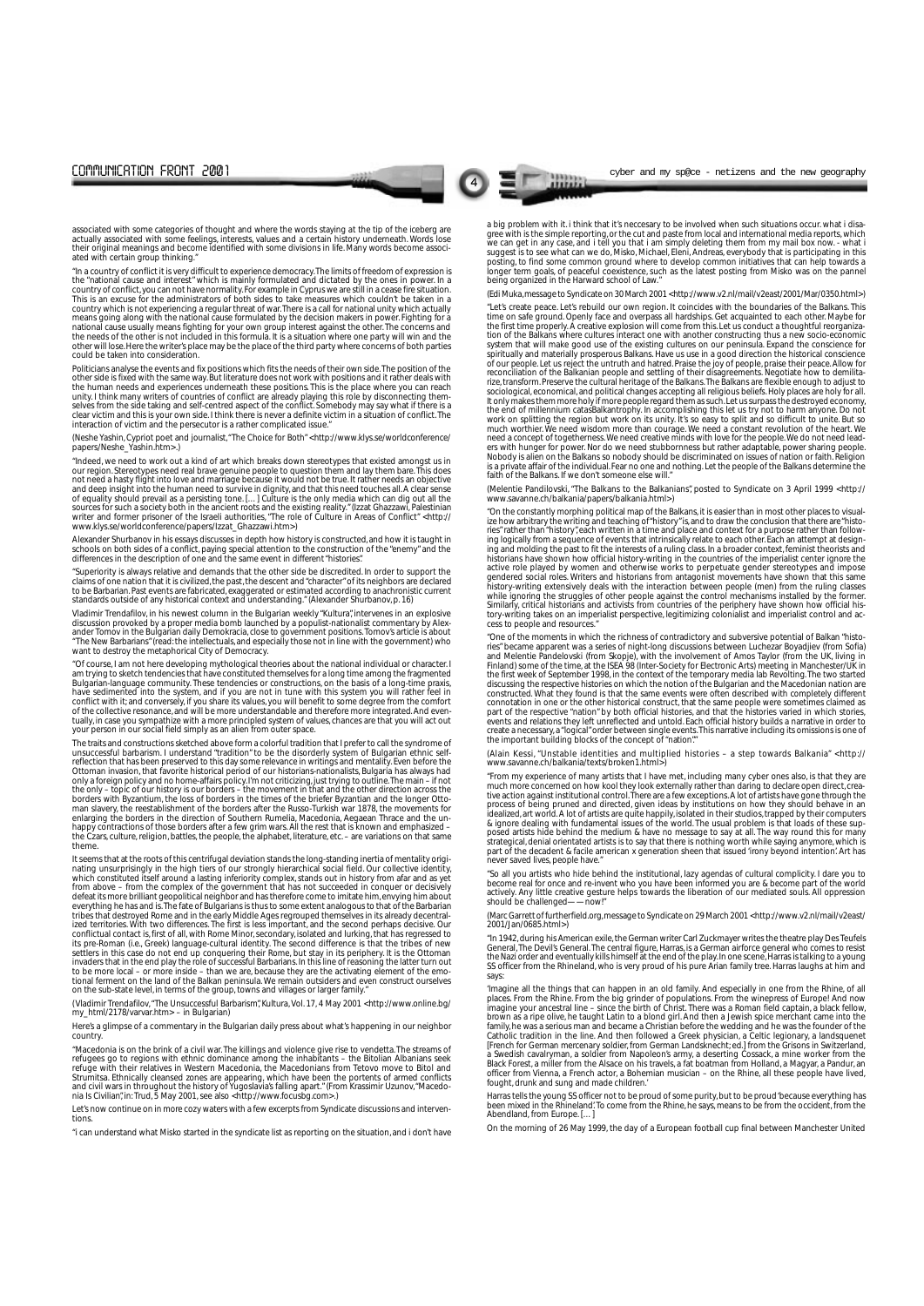associated with some categories of thought and where the words staying at the tip of the iceberg are actually associated with some feelings, interests, values and a certain history underneath. Words lose their original meanings and become identified with some divisions in life. Many words become associated with certain group thinking."

"In a country of conflict it is very difficult to experience democracy. The limits of freedom of expression is the "national cause and interest" which is mainly formulated and dictated by the ones in power. In a country of conflict, you can not have normality. For example in Cyprus we are still in a cease fire situation. This is an excuse for the administrators of both sides to take measures which couldn't be taken in a country which is not experiencing a regular threat of war. There is a call for national unity which actually means going along with the national cause formulated by the decision makers in power. Fighting for a national cause usually means fighting for your own group interest against the other. The concerns and the needs of the other is not included in this formula. It is a situation where one party will win and the other will lose. Here the writer's place may be the place of the third party where concerns of both parties could be taken into consideration.

Politicians analyse the events and fix positions which fits the needs of their own side. The position of the other side is fixed with the same way. But literature does not work with positions and it rather deals with the human needs and experiences underneath these positions. This is the place where you can reach unity. I think many writers of countries of conflict are already playing this role by disconnecting themselves from the side taking and self-centred aspect of the conflict. Somebody may say what if there is a clear victim and this is your own side. I think there is never a definite victim in a situation of conflict. The interaction of victim and the persecutor is a rather complicated issue."

(Neshe Yashin, Cypriot poet and journalist, "The Choice for Both" <http://www.klys.se/worldconference/papers/Neshe_Yashin.htm>.)

"Indeed, we need to work out a kind of art which breaks down stereotypes that existed amongst us in our region. Stereotypes need real brave genuine people to question them and lay them bare. This does not need a hasty flight into love and marriage because it would not be true. It rather needs an objective and deep insight into the human need to survive in dignity, and that this need touches all. A clear sense of equality should prevail as a persisting tone. [... ] Culture is the only media which can dig out all the sources for such a society both in the ancient roots and the existing reality." (Izzat Ghazzawi, Palestinian writer and former prisoner of the Israeli authorities, "The role of Culture in Areas of Conflict" <http://www.klys.se/worldconference/papers/Izzat_Ghazzawi.htm>)

Alexander Shurbanov in his essays discusses in depth how history is constructed, and how it is taught in schools on both sides of a conflict, paying special attention to the construction of the "enemy" and the differences in the description of one and the same event in different "histories".

"Superiority is always relative and demands that the other side be discredited. In order to support the claims of one nation that it is civilized, the past, the descent and "character" of its neighbors are declared to be Barbarian. Past events are fabricated, exaggerated or estimated according to anachronistic current standards outside of any historical context and understanding." (Alexander Shurbanov, p. 16)

Vladimir Trendafilov, in his newest column in the Bulgarian weekly "Kultura", intervenes in an explosive discussion provoked by a proper media bomb launched by a populist-nationalist commentary by Alexander Tomov in the Bulgarian daily Demokracia, close to government positions. Tomov's article is about "The New Barbarians" (read: the intellectuals, and especially those not in line with the government) who want to destroy the metaphorical City of Democracy.

"Of course, I am not here developing mythological theories about the national individual or character. I am trying to sketch tendencies that have constituted themselves for a long time among the fragmented Bulgarian-language community. These tendencies or constructions, on the basis of a long-time praxis, have sedimented into the system, and if you are not in tune with this system you will rather feel in conflict with it; and conversely, if you share its values, you will benefit to some degree from the comfort of the collective resonance, and will be more understandable and therefore more integrated. And eventually, in case you sympathize with a more principled system of values, chances are that you will act out your person in our social field simply as an alien from outer space.

The traits and constructions sketched above form a colorful tradition that I prefer to call the syndrome of unsuccessful barbarism. I understand "tradition" to be the disorderly system of Bulgarian ethnic self-reflection that has been preserved to this day some relevance in writings and mentality. Even before the Ottoman invasion, that favorite historical period of our historians-nationalists, Bulgaria has always had only a foreign policy and no home-affairs policy. I'm not criticizing, just trying to outline. The main – if not the only – topic of our history is our borders – the movement in that and the other direction across the borders with Byzantium, the loss of borders in the times of the briefer Byzantian and the longer Ottoman slavery, the reestablishment of the borders after the Russo-Turkish war 1878, the movements for enlarging the borders in the direction of Southern Rumelia, Macedonia, Aegaean Thrace and the unhappy contractions of those borders after a few grim wars. All the rest that is known and emphasized – the Czars, culture, religion, battles, the people, the alphabet, literature, etc. – are variations on that same theme.

It seems that at the roots of this centrifugal deviation stands the long-standing inertia of mentality originating unsurprisingly in the high tiers of our strongly hierarchical social field. Our collective identity, which constituted itself around a lasting inferiority complex, stands out in history from afar and as yet from above – from the complex of the government that has not succeeded in conquer or decisively defeat its more brilliant geopolitical neighbor and has therefore come to imitate him, envying him about everything he has and is. The fate of Bulgarians is thus to some extent analogous to that of the Barbarian tribes that destroyed Rome and in the early Middle Ages regrouped themselves in its already decentralized territories. With two differences. The first is less important, and the second perhaps decisive. Our conflictual contact is, first of all, with Rome Minor, secondary, isolated and lurking, that has regressed to its pre-Roman (i.e., Greek) language-cultural identity. The second difference is that the tribes of new settlers in this case do not end up conquering their Rome, but stay in its periphery. It is the Ottoman invaders that in the end play the role of successful Barbarians. In this line of reasoning the latter turn out to be more local – or more inside – than we are, because they are the activating element of the emotional ferment on the land of the Balkan peninsula. We remain outsiders and even construct ourselves on the sub-state level, in terms of the group, towns and villages or larger family."

(Vladimir Trendafilov, "The Unsuccessful Barbarism", Kultura, Vol. 17, 4 May 2001 <http://www.online.bg/my_html/2178/varvar.htm> – in Bulgarian)

Here's a glimpse of a commentary in the Bulgarian daily press about what's happening in our neighbor country.

"Macedonia is on the brink of a civil war. The killings and violence give rise to vendetta. The streams of refugees go to regions with ethnic dominance among the inhabitants – the Bitolian Albanians seek refuge with their relatives in Western Macedonia, the Macedonians from Tetovo move to Bitol and Strumitsa. Ethnically cleansed zones are appearing, which have been the portents of armed conflicts and civil wars in throughout the history of Yugoslavia's falling apart." (From Krassimir Uzunov, "Macedonia Is Civilian", in: Trud, 5 May 2001, see also <http://www.focusbg.com>.)

Let's now continue on in more cozy waters with a few excerpts from Syndicate discussions and interventions.

"i can understand what Misko started in the syndicate list as reporting on the situation, and i don't have a big problem with it. i think that it's neccesary to be involved when such situations occur. what i disagree with is the simple reporting, or the cut and paste from local and international media reports, which we can get in any case, and i tell you that i am simply deleting them from my mail box now. - what i suggest is to see what can we do, Misko, Michael, Eleni, Andreas, everybody that is participating in this posting, to find some common ground where to develop common initiatives that can help towards a longer term goals, of peaceful coexistence, such as the latest posting from Misko was on the pannel being organized in the Harward school of Law."

(Edi Muka, message to Syndicate on 30 March 2001 <http://www.v2.nl/mail/v2east/2001/Mar/0350.html>)

"Let's create peace. Let's rebuild our own region. It coincides with the boundaries of the Balkans. This time on safe ground. Openly face and overpass all hardships. Get acquainted to each other. Maybe for the first time properly. A creative explosion will come from this. Let us conduct a thoughtful reorganization of the Balkans where cultures interact one with another constructing thus a new socio-economic system that will make good use of the existing cultures on our peninsula. Expand the conscience for spiritually and materially prosperous Balkans. Have us use in a good direction the historical conscience of our people. Let us reject the untruth and hatred. Praise the joy of people, praise their peace. Allow for reconciliation of the Balkanian people and settling of their disagreements. Negotiate how to demilitarize, transform. Preserve the cultural heritage of the Balkans. The Balkans are flexible enough to adjust to sociological, economical, and political changes accepting all religious beliefs. Holy places are holy for all. It only makes them more holy if more people regard them as such. Let us surpass the destroyed economy, the end of millennium catasBalkantrophy. In accomplishing this let us try not to harm anyone. Do not work on splitting the region but work on its unity. It's so easy to split and so difficult to unite. But so much worthier. We need wisdom more than courage. We need a constant revolution of the heart. We need a concept of togetherness. We need creative minds with love for the people. We do not need leaders with hunger for power. Nor do we need stubbornness but rather adaptable, power sharing people. Nobody is alien on the Balkans so nobody should be discriminated on issues of nation or faith. Religion is a private affair of the individual. Fear no one and nothing. Let the people of the Balkans determine the faith of the Balkans. If we don't someone else will."

(Melentie Pandilovski, "The Balkans to the Balkanians", posted to Syndicate on 3 April 1999 <http://www.savanne.ch/balkania/papers/balkania.html>)

"On the constantly morphing political map of the Balkans, it is easier than in most other places to visualize how arbitrary the writing and teaching of "history" is, and to draw the conclusion that there are "histories" rather than "history", each written in a time and place and context for a purpose rather than following logically from a sequence of events that intrinsically relate to each other. Each an attempt at designing and molding the past to fit the interests of a ruling class. In a broader context, feminist theorists and historians have shown how official history-writing in the countries of the imperialist center ignore the active role played by women and otherwise works to perpetuate gender stereotypes and impose gendered social roles. Writers and historians from antagonist movements have shown that this same history-writing extensively deals with the interaction between people (men) from the ruling classes while ignoring the struggles of other people against the control mechanisms installed by the former. Similarly, critical historians and activists from countries of the periphery have shown how official history-writing takes on an imperialist perspective, legitimizing colonialist and imperialist control and access to people and resources."

"One of the moments in which the richness of contradictory and subversive potential of Balkan "histories" became apparent was a series of night-long discussions between Luchezar Boyadjiev (from Sofia) and Melentie Pandelovski (from Skopje), with the involvement of Amos Taylor (from the UK, living in Finland) some of the time, at the ISEA 98 (Inter-Society for Electronic Arts) meeting in Manchester/UK in the first week of September 1998, in the context of the temporary media lab Revolting. The two started discussing the respective histories on which the notion of the Bulgarian and the Macedonian nation are constructed. What they found is that the same events were often described with completely different connotation in one or the other historical construct, that the same people were sometimes claimed as part of the respective "nation" by both official histories, and that the histories varied in which stories, events and relations they left unreflected and untold. Each official history builds a narrative in order to create a necessary, a "logical" order between single events. This narrative including its omissions is one of the important building blocks of the concept of "nation"."

(Alain Kessi, "Unstable identities and multiplied histories – a step towards Balkania" <http://www.savanne.ch/balkania/texts/broken1.html>)

"From my experience of many artists that I have met, including many cyber ones also, is that they are much more concerned on how kool they look externally rather than daring to declare open direct, creative action against institutional control. There are a few exceptions. A lot of artists have gone through the process of being pruned and directed, given ideas by institutions on how they should behave in an idealized, art world. A lot of artists are quite happily, isolated in their studios, trapped by their computers & ignore dealing with fundamental issues of the world. The usual problem is that loads of these supposed artists hide behind the medium & have no message to say at all. The way round this for many strategical, denial orientated artists is to say that there is nothing worth while saying anymore, which is part of the decadent & facile american x generation sheen that issued 'irony beyond intention'. Art has never saved lives, people have."

"So all you artists who hide behind the institutional, lazy agendas of cultural complicity. I dare you to become real for once and re-invent who you have been informed you are & become part of the world actively. Any little creative gesture helps towards the liberation of our mediated souls. All oppression should be challenged— —now!"

(Marc Garrett of furtherfield.org, message to Syndicate on 29 March 2001 <http://www.v2.nl/mail/v2east/2001/Jan/0685.html>)

"In 1942, during his American exile, the German writer Carl Zuckmayer writes the theatre play Des Teufels General, The Devil's General. The central figure, Harras, is a German airforce general who comes to resist the Nazi order and eventually kills himself at the end of the play. In one scene, Harras is talking to a young SS officer from the Rhineland, who is very proud of his pure Arian family tree. Harras laughs at him and says:

'Imagine all the things that can happen in an old family. And especially in one from the Rhine. From all places. From the Rhine. From the big grinder of populations. From the winepress of Europe! And now imagine your ancestral line – since the birth of Christ. There was a Roman field captain, a black fellow, brown as a ripe olive, he taught Latin to a blond girl. And then a Jewish spice merchant came into the family, he was a serious man and became a Christian before the wedding and he was the founder of the Catholic tradition in the line. And then followed a Greek physician, a Celtic legionary, a landsquenet [French for German mercenary soldier, from German Landsknecht; ed.] from the Grisons in Switzerland, a Swedish cavalryman, a soldier from Napoleon's army, a deserting Cossack, a mine worker from the Black Forest, a miller from the Alsace on his travels, a fat boatman from Holland, a Magyar, a Pandur, an officer from Vienna, a French actor, a Bohemian musician – on the Rhine, all these people have lived, fought, drunk and sung and made children.'

Harras tells the young SS officer not to be proud of some purity, but to be proud 'because everything has been mixed in the Rhineland'. To come from the Rhine, he says, means to be from the occident, from the Abendland, from Europe. [... ]

On the morning of 26 May 1999, the day of a European football cup final between Manchester United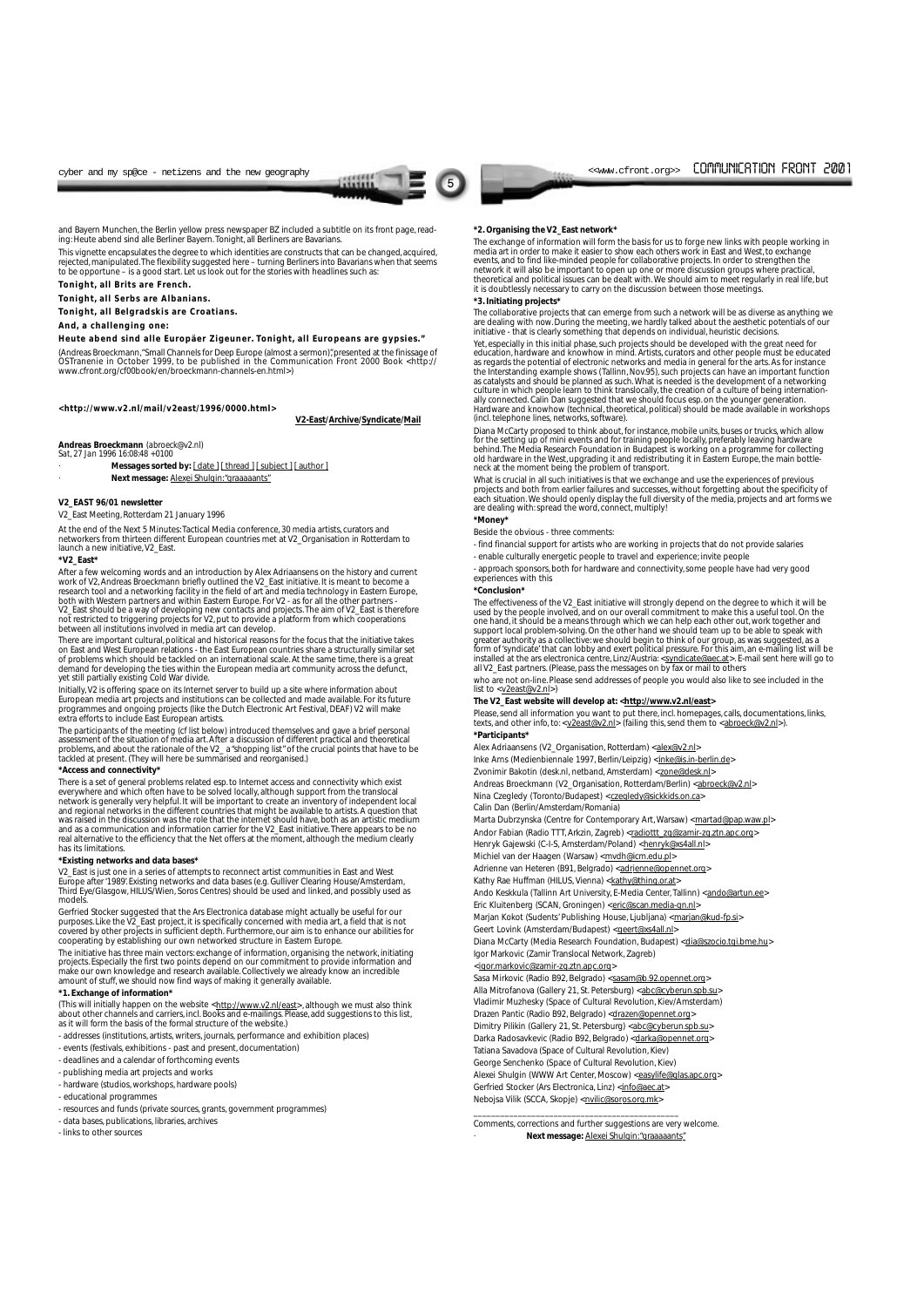and Bayern Munchen, the Berlin yellow press newspaper BZ included a subtitle on its front page, reading: Heute abend sind alle Berliner Bayern. Tonight, all Berliners are Bavarians.

This vignette encapsulates the degree to which identities are constructs that can be changed, acquired, rejected, manipulated. The flexibility suggested here – turning Berliners into Bavarians when that seems to be opportune – is a good start. Let us look out for the stories with headlines such as:

**Tonight, all Brits are French.**

**Tonight, all Serbs are Albanians.**

**Tonight, all Belgradskis are Croatians.**

**And, a challenging one:**

**Heute abend sind alle Europäer Zigeuner. Tonight, all Europeans are gypsies."**

(Andreas Broeckmann, "Small Channels for Deep Europe (almost a sermon)", presented at the finissage of OSTranenie in October 1999, to be published in the Communication Front 2000 Book <http://www.cfront.org/cf00book/en/broeckmann-channels-en.html>)

**<http://www.v2.nl/mail/v2east/1996/0000.html>**

**V2-East/Archive/Syndicate/Mail**

**Andreas Broeckmann** (abroeck@v2.nl)
Sat, 27 Jan 1996 16:08:48 +0100

- **Messages sorted by:** [ date ] [ thread ] [ subject ] [ author ]
- **Next message:** Alexei Shulgin: "graaaaants"

**V2_EAST 96/01 newsletter**

V2_East Meeting, Rotterdam 21 January 1996

At the end of the Next 5 Minutes: Tactical Media conference, 30 media artists, curators and networkers from thirteen different European countries met at V2_Organisation in Rotterdam to launch a new initiative, V2_East.

**\*V2_East\***

After a few welcoming words and an introduction by Alex Adriaansens on the history and current work of V2, Andreas Broeckmann briefly outlined the V2_East initiative. It is meant to become a research tool and a networking facility in the field of art and media technology in Eastern Europe, both with Western partners and within Eastern Europe. For V2 - as for all the other partners - V2_East should be a way of developing new contacts and projects. The aim of V2_East is therefore not restricted to triggering projects for V2, put to provide a platform from which cooperations between all institutions involved in media art can develop.

There are important cultural, political and historical reasons for the focus that the initiative takes on East and West European relations - the East European countries share a structurally similar set of problems which should be tackled on an international scale. At the same time, there is a great demand for developing the ties within the European media art community across the defunct, yet still partially existing Cold War divide.

Initially, V2 is offering space on its Internet server to build up a site where information about European media art projects and institutions can be collected and made available. For its future programmes and ongoing projects (like the Dutch Electronic Art Festival, DEAF) V2 will make extra efforts to include East European artists.

The participants of the meeting (cf list below) introduced themselves and gave a brief personal assessment of the situation of media art. After a discussion of different practical and theoretical problems, and about the rationale of the V2_ a "shopping list" of the crucial points that have to be tackled at present. (They will here be summarised and reorganised.)

**\*Access and connectivity\***

There is a set of general problems related esp. to Internet access and connectivity which exist everywhere and which often have to be solved locally, although support from the translocal network is generally very helpful. It will be important to create an inventory of independent local and regional networks in the different countries that might be available to artists. A question that was raised in the discussion was the role that the internet should have, both as an artistic medium and as a communication and information carrier for the V2_East initiative. There appears to be no real alternative to the efficiency that the Net offers at the moment, although the medium clearly has its limitations.

**\*Existing networks and data bases\***

V2_East is just one in a series of attempts to reconnect artist communities in East and West Europe after '1989'. Existing networks and data bases (e.g. Gulliver Clearing House/Amsterdam, Third Eye/Glasgow, HILUS/Wien, Soros Centres) should be used and linked, and possibly used as models.

Gerfried Stocker suggested that the Ars Electronica database might actually be useful for our purposes. Like the V2_East project, it is specifically concerned with media art, a field that is not covered by other projects in sufficient depth. Furthermore, our aim is to enhance our abilities for cooperating by establishing our own networked structure in Eastern Europe.

The initiative has three main vectors: exchange of information, organising the network, initiating projects. Especially the first two points depend on our commitment to provide information and make our own knowledge and research available. Collectively we already know an incredible amount of stuff, we should now find ways of making it generally available.

**\*1. Exchange of information\***

(This will initially happen on the website <http://www.v2.nl/east>, although we must also think about other channels and carriers, incl. Books and e-mailings. Please, add suggestions to this list, as it will form the basis of the formal structure of the website.)

- addresses (institutions, artists, writers, journals, performance and exhibition places)
- events (festivals, exhibitions – past and present, documentation)
- deadlines and a calendar of forthcoming events
- publishing media art projects and works
- hardware (studios, workshops, hardware pools)
- educational programmes
- resources and funds (private sources, grants, government programmes)
- data bases, publications, libraries, archives
- links to other sources

**\*2. Organising the V2_East network\***

The exchange of information will form the basis for us to forge new links with people working in media art in order to make it easier to show each others work in East and West, to exchange events, and to find like-minded people for collaborative projects. In order to strengthen the network it will also be important to open up one or more discussion groups where practical, theoretical and political issues can be dealt with. We should aim to meet regularly in real life, but it is doubtlessly necessary to carry on the discussion between those meetings.

**\*3. Initiating projects\***

The collaborative projects that can emerge from such a network will be as diverse as anything we are dealing with now. During the meeting, we hardly talked about the aesthetic potentials of our initiative - that is clearly something that depends on individual, heuristic decisions.

Yet, especially in this initial phase, such projects should be developed with the great need for education, hardware and knowhow in mind. Artists, curators and other people must be educated as regards the potential of electronic networks and media in general for the arts. As for instance the Interstanding example shows (Tallinn, Nov.95), such projects can have an important function as catalysts and should be planned as such. What is needed is the development of a networking culture in which people learn to think translocally, the creation of a culture of being internationally connected. Calin Dan suggested that we should focus esp. on the younger generation. Hardware and knowhow (technical, theoretical, political) should be made available in workshops (incl. telephone lines, networks, software).

Diana McCarty proposed to think about, for instance, mobile units, buses or trucks, which allow for the setting up of mini events and for training people locally, preferably leaving hardware behind. The Media Research Foundation in Budapest is working on a programme for collecting old hardware in the West, upgrading it and redistributing it in Eastern Europe, the main bottleneck at the moment being the problem of transport.

What is crucial in all such initiatives is that we exchange and use the experiences of previous projects and both from earlier failures and successes, without forgetting about the specificity of each situation. We should openly display the full diversity of the media, projects and art forms we are dealing with: spread the word, connect, multiply!

**\*Money\***

Beside the obvious - three comments:

- find financial support for artists who are working in projects that do not provide salaries
- enable culturally energetic people to travel and experience; invite people
- approach sponsors, both for hardware and connectivity, some people have had very good experiences with this

**\*Conclusion\***

The effectiveness of the V2_East initiative will strongly depend on the degree to which it will be used by the people involved, and on our overall commitment to make this a useful tool. On the one hand, it should be a means through which we can help each other out, work together and support local problem-solving. On the other hand we should team up to be able to speak with greater authority as a collective: we should begin to think of our group, as was suggested, as a form of 'syndicate' that can lobby and exert political pressure. For this aim, an e-mailing list will be installed at the ars electronica centre, Linz/Austria: <syndicate@aec.at>. E-mail sent here will go to all V2_East partners. (Please, pass the messages on by fax or mail to others

who are not on-line. Please send addresses of people you would also like to see included in the list to <v2east@v2.nl>)

**The V2_East website will develop at: <http://www.v2.nl/east>**

Please, send all information you want to put there, incl. homepages, calls, documentations, links, texts, and other info, to: <v2east@v2.nl> (failing this, send them to <abroeck@v2.nl>).

**\*Participants\***

Alex Adriaansens (V2_Organisation, Rotterdam) <alex@v2.nl>
Inke Arns (Medienbiennale 1997, Berlin/Leipzig) <inke@is.in-berlin.de>
Zvonimir Bakotin (desk.nl, netband, Amsterdam) <zone@desk.nl>
Andreas Broeckmann (V2_Organisation, Rotterdam/Berlin) <abroeck@v2.nl>
Nina Czegledy (Toronto/Budapest) <czegledy@sickkids.on.ca>
Calin Dan (Berlin/Amsterdam/Romania)
Marta Dubrzynska (Centre for Contemporary Art, Warsaw) <martad@pap.waw.pl>
Andor Fabian (Radio TTT, Arkzin, Zagreb) <radiottt_zg@zamir-zg.ztn.apc.org>
Henryk Gajewski (C-I-S, Amsterdam/Poland) <henryk@xs4all.nl>
Michiel van der Haagen (Warsaw) <mvdh@icm.edu.pl>
Adrienne van Heteren (B91, Belgrado) <adrienne@opennet.org>
Kathy Rae Huffman (HILUS, Vienna) <kathy@thing.or.at>
Ando Keskkula (Tallinn Art University, E-Media Center, Tallinn) <ando@artun.ee>
Eric Kluitenberg (SCAN, Groningen) <eric@scan.media-gn.nl>
Marjan Kokot (Sudents' Publishing House, Ljubljana) <marjan@kud-fp.si>
Geert Lovink (Amsterdam/Budapest) <geert@xs4all.nl>
Diana McCarty (Media Research Foundation, Budapest) <dia@szocio.tgi.bme.hu>
Igor Markovic (Zamir Translocal Network, Zagreb)
<igor.markovic@zamir-zg.ztn.apc.org>
Sasa Mirkovic (Radio B92, Belgrado) <sasam@b.92.opennet.org>
Alla Mitrofanova (Gallery 21, St. Petersburg) <abc@cyberun.spb.su>
Vladimir Muzhesky (Space of Cultural Revolution, Kiev/Amsterdam)
Drazen Pantic (Radio B92, Belgrado) <drazen@opennet.org>
Dimitry Pilikin (Gallery 21, St. Petersburg) <abc@cyberun.spb.su>
Darka Radosavkevic (Radio B92, Belgrado) <darka@opennet.org>
Tatiana Savadova (Space of Cultural Revolution, Kiev)
George Senchenko (Space of Cultural Revolution, Kiev)
Alexei Shulgin (WWW Art Center, Moscow) <easylife@glas.apc.org>
Gerfried Stocker (Ars Electronica, Linz) <info@aec.at>
Nebojsa Vilik (SCCA, Skopje) <nvilic@soros.org.mk>

---

Comments, corrections and further suggestions are very welcome.

- **Next message:** Alexei Shulgin: "graaaaants"